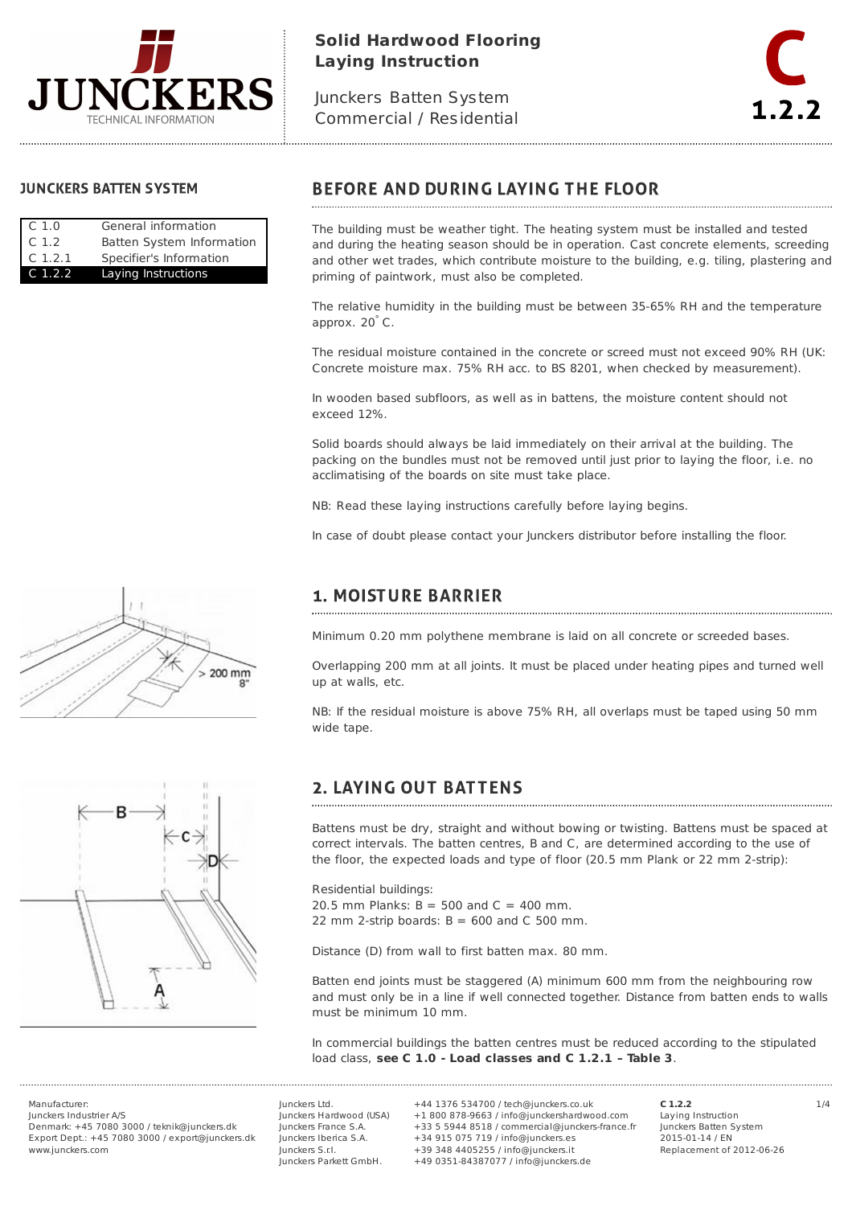# Solid Hardwood Flooring Laying Instruction

Junckers Batten System
Commercial / Residential

**C 1.2.2**

## JUNCKERS BATTEN SYSTEM

| | |
|---|---|
| C 1.0 | General information |
| C 1.2 | Batten System Information |
| C 1.2.1 | Specifier's Information |
| C 1.2.2 | Laying Instructions |

## BEFORE AND DURING LAYING THE FLOOR

The building must be weather tight. The heating system must be installed and tested and during the heating season should be in operation. Cast concrete elements, screeding and other wet trades, which contribute moisture to the building, e.g. tiling, plastering and priming of paintwork, must also be completed.

The relative humidity in the building must be between 35-65% RH and the temperature approx. 20° C.

The residual moisture contained in the concrete or screed must not exceed 90% RH (UK: Concrete moisture max. 75% RH acc. to BS 8201, when checked by measurement).

In wooden based subfloors, as well as in battens, the moisture content should not exceed 12%.

Solid boards should always be laid immediately on their arrival at the building. The packing on the bundles must not be removed until just prior to laying the floor, i.e. no acclimatising of the boards on site must take place.

NB: Read these laying instructions carefully before laying begins.

In case of doubt please contact your Junckers distributor before installing the floor.

## 1. MOISTURE BARRIER

Minimum 0.20 mm polythene membrane is laid on all concrete or screeded bases.

Overlapping 200 mm at all joints. It must be placed under heating pipes and turned well up at walls, etc.

NB: If the residual moisture is above 75% RH, all overlaps must be taped using 50 mm wide tape.

## 2. LAYING OUT BATTENS

Battens must be dry, straight and without bowing or twisting. Battens must be spaced at correct intervals. The batten centres, B and C, are determined according to the use of the floor, the expected loads and type of floor (20.5 mm Plank or 22 mm 2-strip):

Residential buildings:
20.5 mm Planks: B = 500 and C = 400 mm.
22 mm 2-strip boards: B = 600 and C 500 mm.

Distance (D) from wall to first batten max. 80 mm.

Batten end joints must be staggered (A) minimum 600 mm from the neighbouring row and must only be in a line if well connected together. Distance from batten ends to walls must be minimum 10 mm.

In commercial buildings the batten centres must be reduced according to the stipulated load class, **see C 1.0 - Load classes and C 1.2.1 – Table 3**.

Manufacturer:
Junckers Industrier A/S
Denmark: +45 7080 3000 / teknik@junckers.dk
Export Dept.: +45 7080 3000 / export@junckers.dk
www.junckers.com

Junckers Ltd. +44 1376 534700 / tech@junckers.co.uk
Junckers Hardwood (USA) +1 800 878-9663 / info@junckershardwood.com
Junckers France S.A. +33 5 5944 8518 / commercial@junckers-france.fr
Junckers Iberica S.A. +34 915 075 719 / info@junckers.es
Junckers S.r.l. +39 348 4405255 / info@junckers.it
Junckers Parkett GmbH. +49 0351-84387077 / info@junckers.de

C 1.2.2
Laying Instruction
Junckers Batten System
2015-01-14 / EN
Replacement of 2012-06-26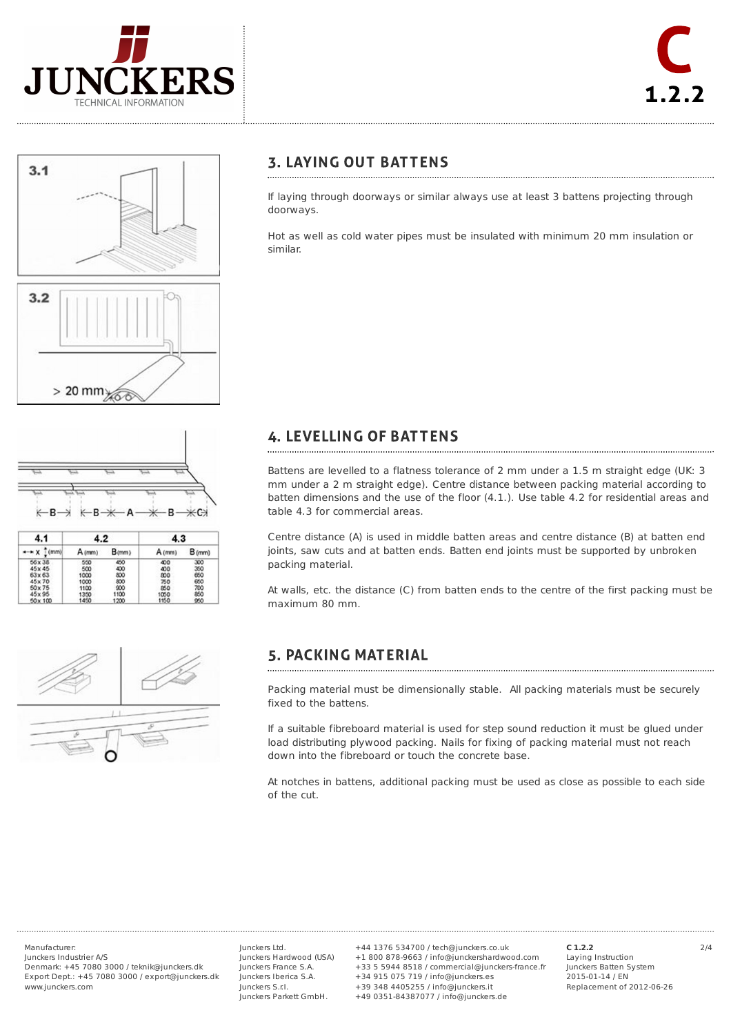## 3. LAYING OUT BATTENS

If laying through doorways or similar always use at least 3 battens projecting through doorways.

Hot as well as cold water pipes must be insulated with minimum 20 mm insulation or similar.

## 4. LEVELLING OF BATTENS

Battens are levelled to a flatness tolerance of 2 mm under a 1.5 m straight edge (UK: 3 mm under a 2 m straight edge). Centre distance between packing material according to batten dimensions and the use of the floor (4.1.). Use table 4.2 for residential areas and table 4.3 for commercial areas.

| 4.1 | 4.2 | | 4.3 | |
|---|---|---|---|---|
| x (mm) | A (mm) | B (mm) | A (mm) | B (mm) |
| 56 x 38 | 500 | 450 | 400 | 300 |
| 45 x 45 | 500 | 400 | 400 | 350 |
| 63 x 63 | 1000 | 800 | 800 | 650 |
| 45 x 70 | 1000 | 800 | 750 | 650 |
| 50 x 75 | 1100 | 900 | 850 | 700 |
| 45 x 95 | 1350 | 1100 | 1050 | 850 |
| 50 x 100 | 1450 | 1200 | 1150 | 950 |

Centre distance (A) is used in middle batten areas and centre distance (B) at batten end joints, saw cuts and at batten ends. Batten end joints must be supported by unbroken packing material.

At walls, etc. the distance (C) from batten ends to the centre of the first packing must be maximum 80 mm.

## 5. PACKING MATERIAL

Packing material must be dimensionally stable. All packing materials must be securely fixed to the battens.

If a suitable fibreboard material is used for step sound reduction it must be glued under load distributing plywood packing. Nails for fixing of packing material must not reach down into the fibreboard or touch the concrete base.

At notches in battens, additional packing must be used as close as possible to each side of the cut.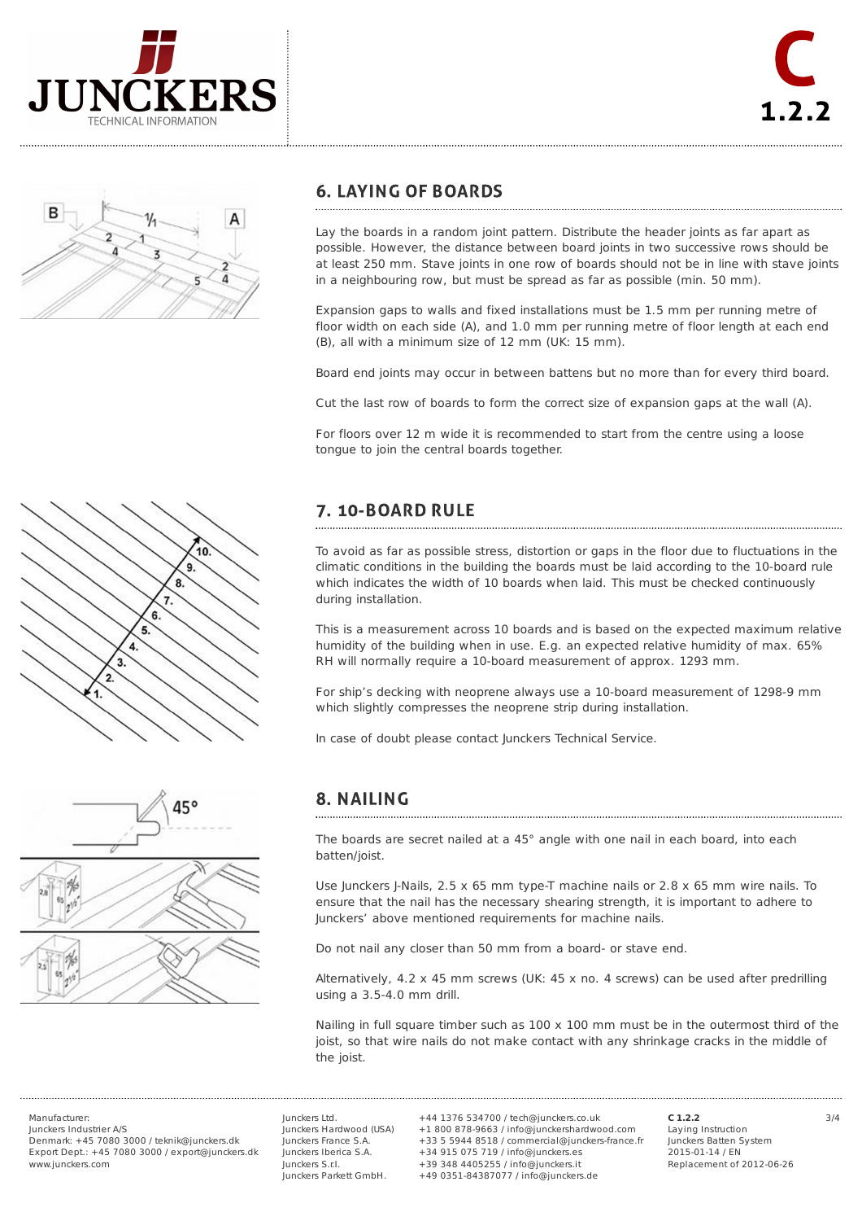## 6. LAYING OF BOARDS

Lay the boards in a random joint pattern. Distribute the header joints as far apart as possible. However, the distance between board joints in two successive rows should be at least 250 mm. Stave joints in one row of boards should not be in line with stave joints in a neighbouring row, but must be spread as far as possible (min. 50 mm).

Expansion gaps to walls and fixed installations must be 1.5 mm per running metre of floor width on each side (A), and 1.0 mm per running metre of floor length at each end (B), all with a minimum size of 12 mm (UK: 15 mm).

Board end joints may occur in between battens but no more than for every third board.

Cut the last row of boards to form the correct size of expansion gaps at the wall (A).

For floors over 12 m wide it is recommended to start from the centre using a loose tongue to join the central boards together.

## 7. 10-BOARD RULE

To avoid as far as possible stress, distortion or gaps in the floor due to fluctuations in the climatic conditions in the building the boards must be laid according to the 10-board rule which indicates the width of 10 boards when laid. This must be checked continuously during installation.

This is a measurement across 10 boards and is based on the expected maximum relative humidity of the building when in use. E.g. an expected relative humidity of max. 65% RH will normally require a 10-board measurement of approx. 1293 mm.

For ship's decking with neoprene always use a 10-board measurement of 1298-9 mm which slightly compresses the neoprene strip during installation.

In case of doubt please contact Junckers Technical Service.

## 8. NAILING

The boards are secret nailed at a 45° angle with one nail in each board, into each batten/joist.

Use Junckers J-Nails, 2.5 x 65 mm type-T machine nails or 2.8 x 65 mm wire nails. To ensure that the nail has the necessary shearing strength, it is important to adhere to Junckers' above mentioned requirements for machine nails.

Do not nail any closer than 50 mm from a board- or stave end.

Alternatively, 4.2 x 45 mm screws (UK: 45 x no. 4 screws) can be used after predrilling using a 3.5-4.0 mm drill.

Nailing in full square timber such as 100 x 100 mm must be in the outermost third of the joist, so that wire nails do not make contact with any shrinkage cracks in the middle of the joist.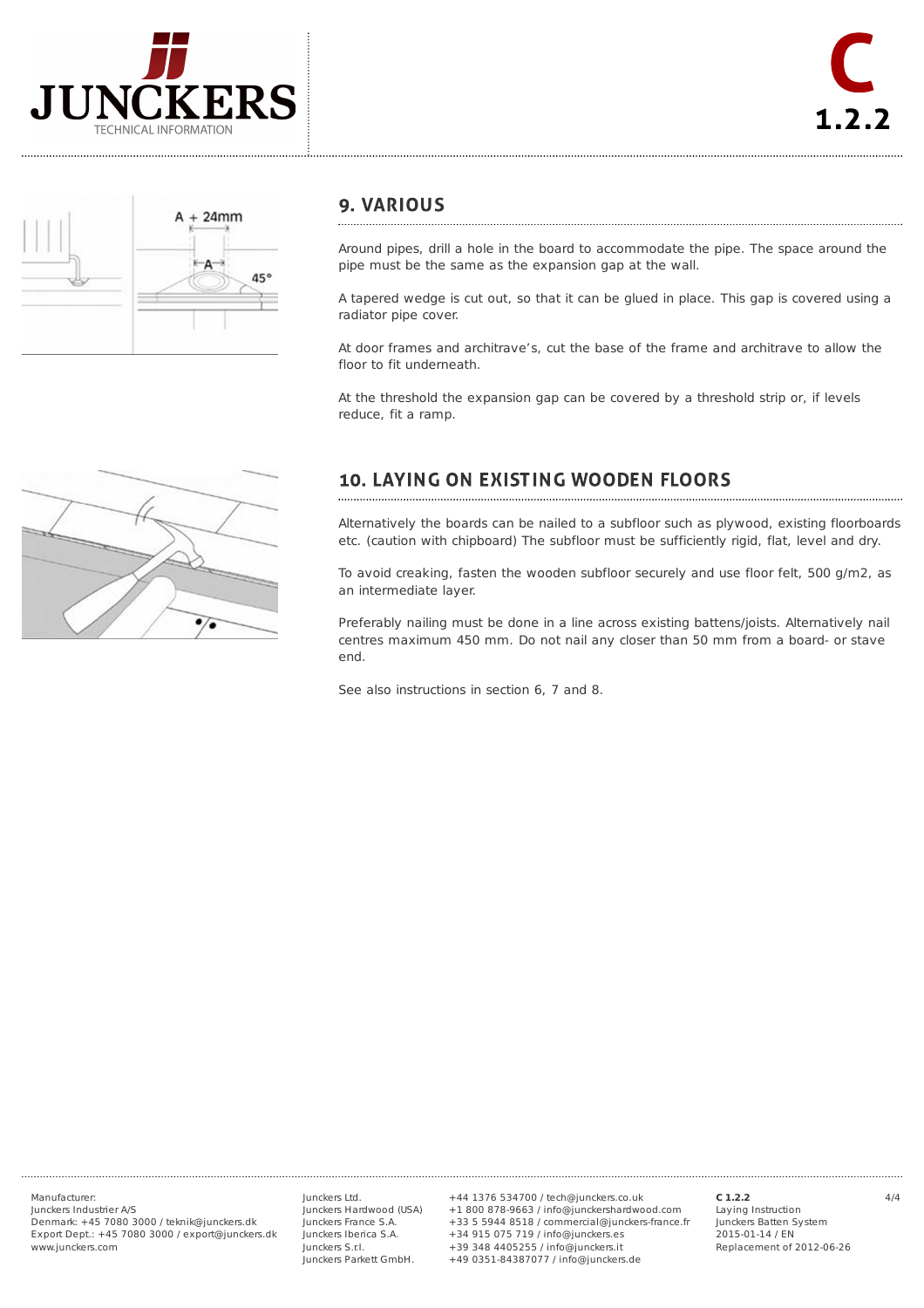## 9. VARIOUS

A + 24mm

A

45°

Around pipes, drill a hole in the board to accommodate the pipe. The space around the pipe must be the same as the expansion gap at the wall.

A tapered wedge is cut out, so that it can be glued in place. This gap is covered using a radiator pipe cover.

At door frames and architrave's, cut the base of the frame and architrave to allow the floor to fit underneath.

At the threshold the expansion gap can be covered by a threshold strip or, if levels reduce, fit a ramp.

## 10. LAYING ON EXISTING WOODEN FLOORS

Alternatively the boards can be nailed to a subfloor such as plywood, existing floorboards etc. (caution with chipboard) The subfloor must be sufficiently rigid, flat, level and dry.

To avoid creaking, fasten the wooden subfloor securely and use floor felt, 500 g/m2, as an intermediate layer.

Preferably nailing must be done in a line across existing battens/joists. Alternatively nail centres maximum 450 mm. Do not nail any closer than 50 mm from a board- or stave end.

See also instructions in section 6, 7 and 8.

Manufacturer:
Junckers Industrier A/S
Denmark: +45 7080 3000 / teknik@junckers.dk
Export Dept.: +45 7080 3000 / export@junckers.dk
www.junckers.com

| | |
|---|---|
| Junckers Ltd. | +44 1376 534700 / tech@junckers.co.uk |
| Junckers Hardwood (USA) | +1 800 878-9663 / info@junckershardwood.com |
| Junckers France S.A. | +33 5 5944 8518 / commercial@junckers-france.fr |
| Junckers Iberica S.A. | +34 915 075 719 / info@junckers.es |
| Junckers S.rl. | +39 348 4405255 / info@junckers.it |
| Junckers Parkett GmbH. | +49 0351-84387077 / info@junckers.de |

**C 1.2.2**
Laying Instruction
Junckers Batten System
2015-01-14 / EN
Replacement of 2012-06-26